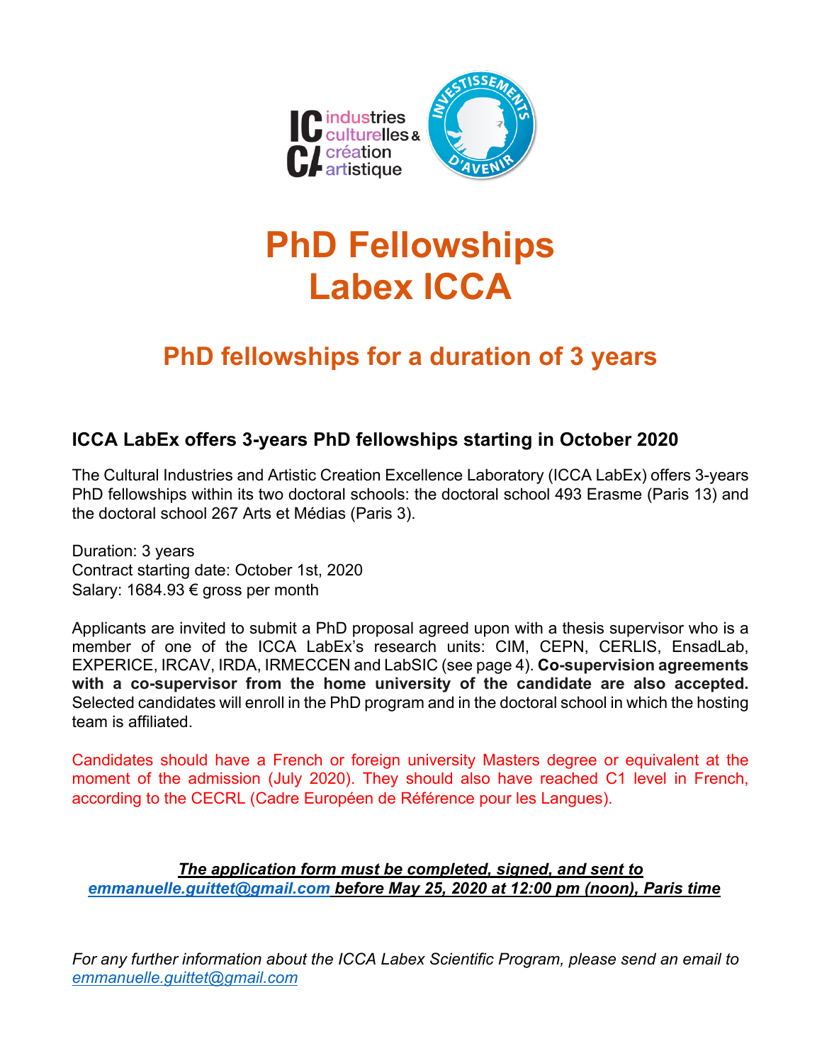# PhD Fellowships
# Labex ICCA

## PhD fellowships for a duration of 3 years

### ICCA LabEx offers 3-years PhD fellowships starting in October 2020

The Cultural Industries and Artistic Creation Excellence Laboratory (ICCA LabEx) offers 3-years PhD fellowships within its two doctoral schools: the doctoral school 493 Erasme (Paris 13) and the doctoral school 267 Arts et Médias (Paris 3).

Duration: 3 years
Contract starting date: October 1st, 2020
Salary: 1684.93 € gross per month

Applicants are invited to submit a PhD proposal agreed upon with a thesis supervisor who is a member of one of the ICCA LabEx's research units: CIM, CEPN, CERLIS, EnsadLab, EXPERICE, IRCAV, IRDA, IRMECCEN and LabSIC (see page 4). **Co-supervision agreements with a co-supervisor from the home university of the candidate are also accepted.** Selected candidates will enroll in the PhD program and in the doctoral school in which the hosting team is affiliated.

Candidates should have a French or foreign university Masters degree or equivalent at the moment of the admission (July 2020). They should also have reached C1 level in French, according to the CECRL (Cadre Européen de Référence pour les Langues).

***The application form must be completed, signed, and sent to emmanuelle.guittet@gmail.com before May 25, 2020 at 12:00 pm (noon), Paris time***

*For any further information about the ICCA Labex Scientific Program, please send an email to emmanuelle.guittet@gmail.com*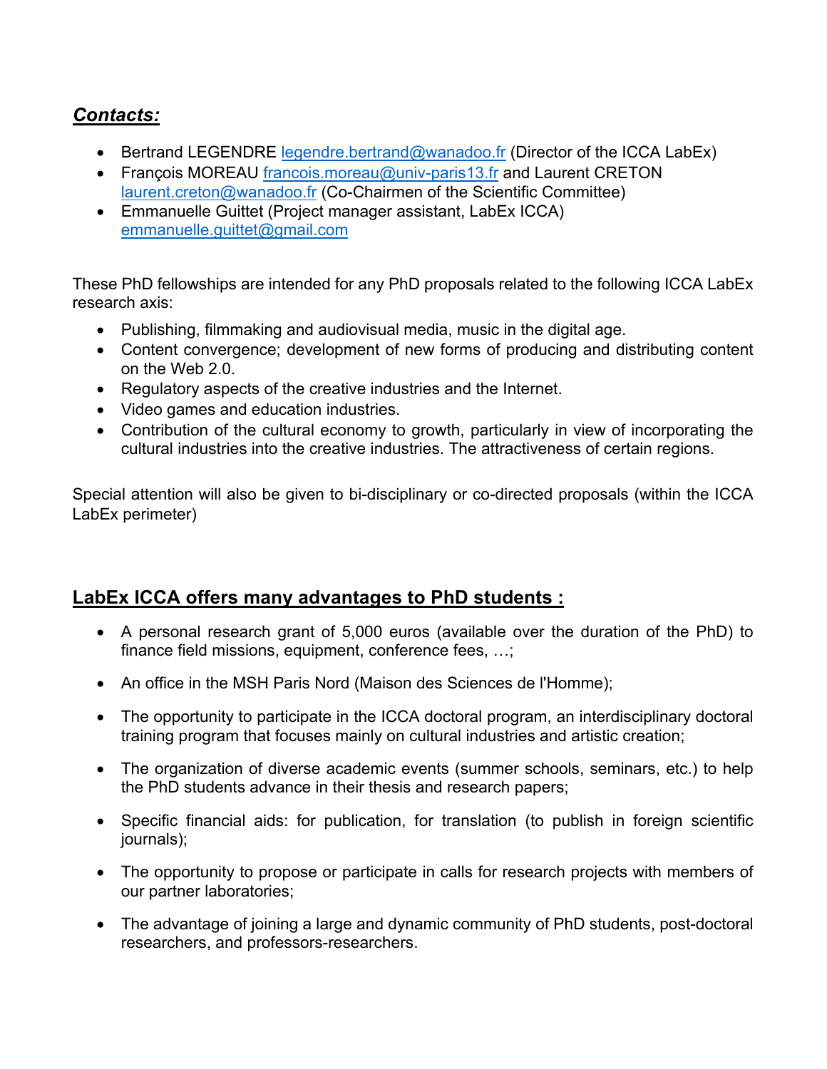## ***Contacts:***

- Bertrand LEGENDRE legendre.bertrand@wanadoo.fr (Director of the ICCA LabEx)
- François MOREAU francois.moreau@univ-paris13.fr and Laurent CRETON laurent.creton@wanadoo.fr (Co-Chairmen of the Scientific Committee)
- Emmanuelle Guittet (Project manager assistant, LabEx ICCA) emmanuelle.guittet@gmail.com

These PhD fellowships are intended for any PhD proposals related to the following ICCA LabEx research axis:

- Publishing, filmmaking and audiovisual media, music in the digital age.
- Content convergence; development of new forms of producing and distributing content on the Web 2.0.
- Regulatory aspects of the creative industries and the Internet.
- Video games and education industries.
- Contribution of the cultural economy to growth, particularly in view of incorporating the cultural industries into the creative industries. The attractiveness of certain regions.

Special attention will also be given to bi-disciplinary or co-directed proposals (within the ICCA LabEx perimeter)

## LabEx ICCA offers many advantages to PhD students :

- A personal research grant of 5,000 euros (available over the duration of the PhD) to finance field missions, equipment, conference fees, …;
- An office in the MSH Paris Nord (Maison des Sciences de l'Homme);
- The opportunity to participate in the ICCA doctoral program, an interdisciplinary doctoral training program that focuses mainly on cultural industries and artistic creation;
- The organization of diverse academic events (summer schools, seminars, etc.) to help the PhD students advance in their thesis and research papers;
- Specific financial aids: for publication, for translation (to publish in foreign scientific journals);
- The opportunity to propose or participate in calls for research projects with members of our partner laboratories;
- The advantage of joining a large and dynamic community of PhD students, post-doctoral researchers, and professors-researchers.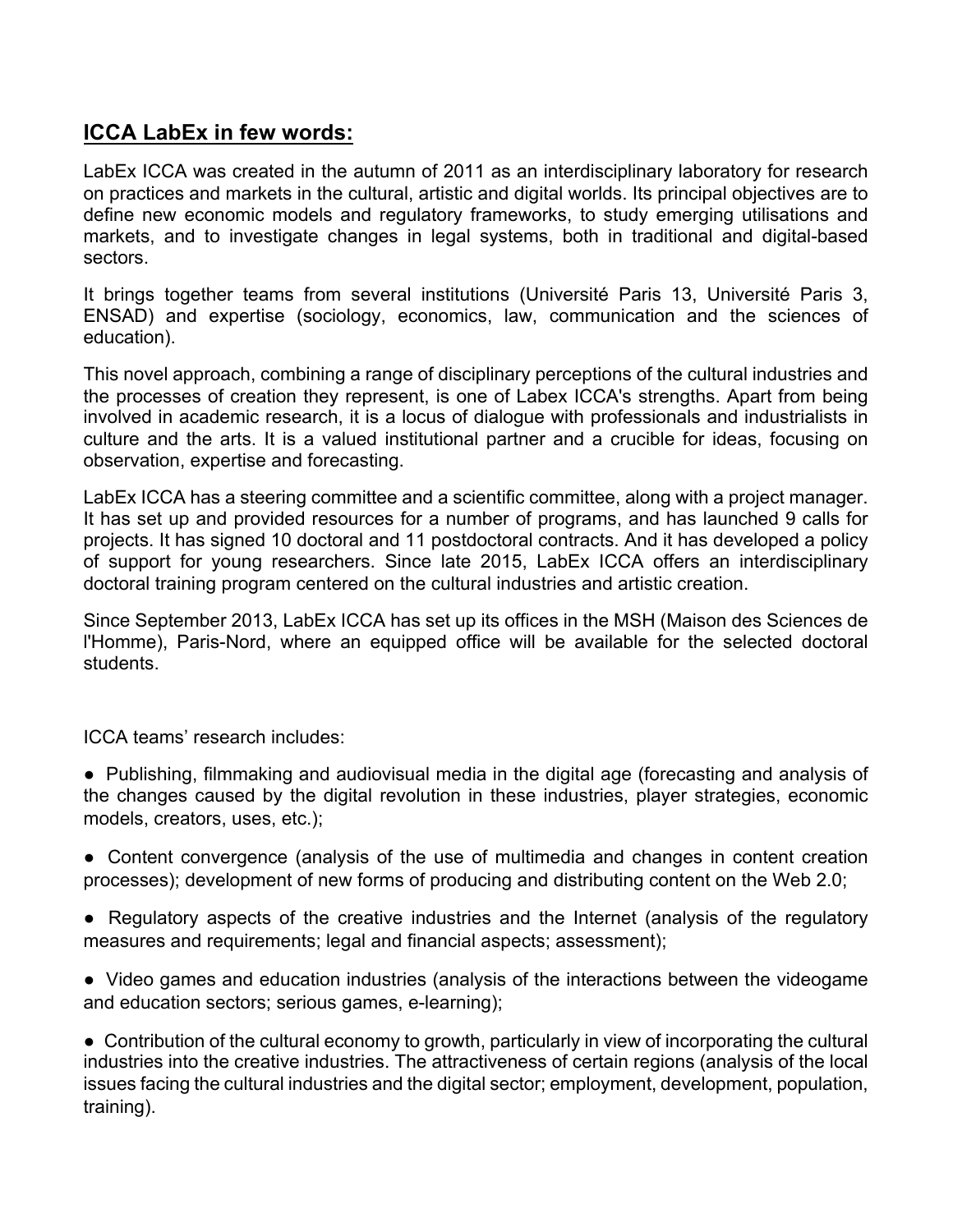## **ICCA LabEx in few words:**

LabEx ICCA was created in the autumn of 2011 as an interdisciplinary laboratory for research on practices and markets in the cultural, artistic and digital worlds. Its principal objectives are to define new economic models and regulatory frameworks, to study emerging utilisations and markets, and to investigate changes in legal systems, both in traditional and digital-based sectors.

It brings together teams from several institutions (Université Paris 13, Université Paris 3, ENSAD) and expertise (sociology, economics, law, communication and the sciences of education).

This novel approach, combining a range of disciplinary perceptions of the cultural industries and the processes of creation they represent, is one of Labex ICCA's strengths. Apart from being involved in academic research, it is a locus of dialogue with professionals and industrialists in culture and the arts. It is a valued institutional partner and a crucible for ideas, focusing on observation, expertise and forecasting.

LabEx ICCA has a steering committee and a scientific committee, along with a project manager. It has set up and provided resources for a number of programs, and has launched 9 calls for projects. It has signed 10 doctoral and 11 postdoctoral contracts. And it has developed a policy of support for young researchers. Since late 2015, LabEx ICCA offers an interdisciplinary doctoral training program centered on the cultural industries and artistic creation.

Since September 2013, LabEx ICCA has set up its offices in the MSH (Maison des Sciences de l'Homme), Paris-Nord, where an equipped office will be available for the selected doctoral students.

ICCA teams' research includes:

- Publishing, filmmaking and audiovisual media in the digital age (forecasting and analysis of the changes caused by the digital revolution in these industries, player strategies, economic models, creators, uses, etc.);
- Content convergence (analysis of the use of multimedia and changes in content creation processes); development of new forms of producing and distributing content on the Web 2.0;
- Regulatory aspects of the creative industries and the Internet (analysis of the regulatory measures and requirements; legal and financial aspects; assessment);
- Video games and education industries (analysis of the interactions between the videogame and education sectors; serious games, e-learning);
- Contribution of the cultural economy to growth, particularly in view of incorporating the cultural industries into the creative industries. The attractiveness of certain regions (analysis of the local issues facing the cultural industries and the digital sector; employment, development, population, training).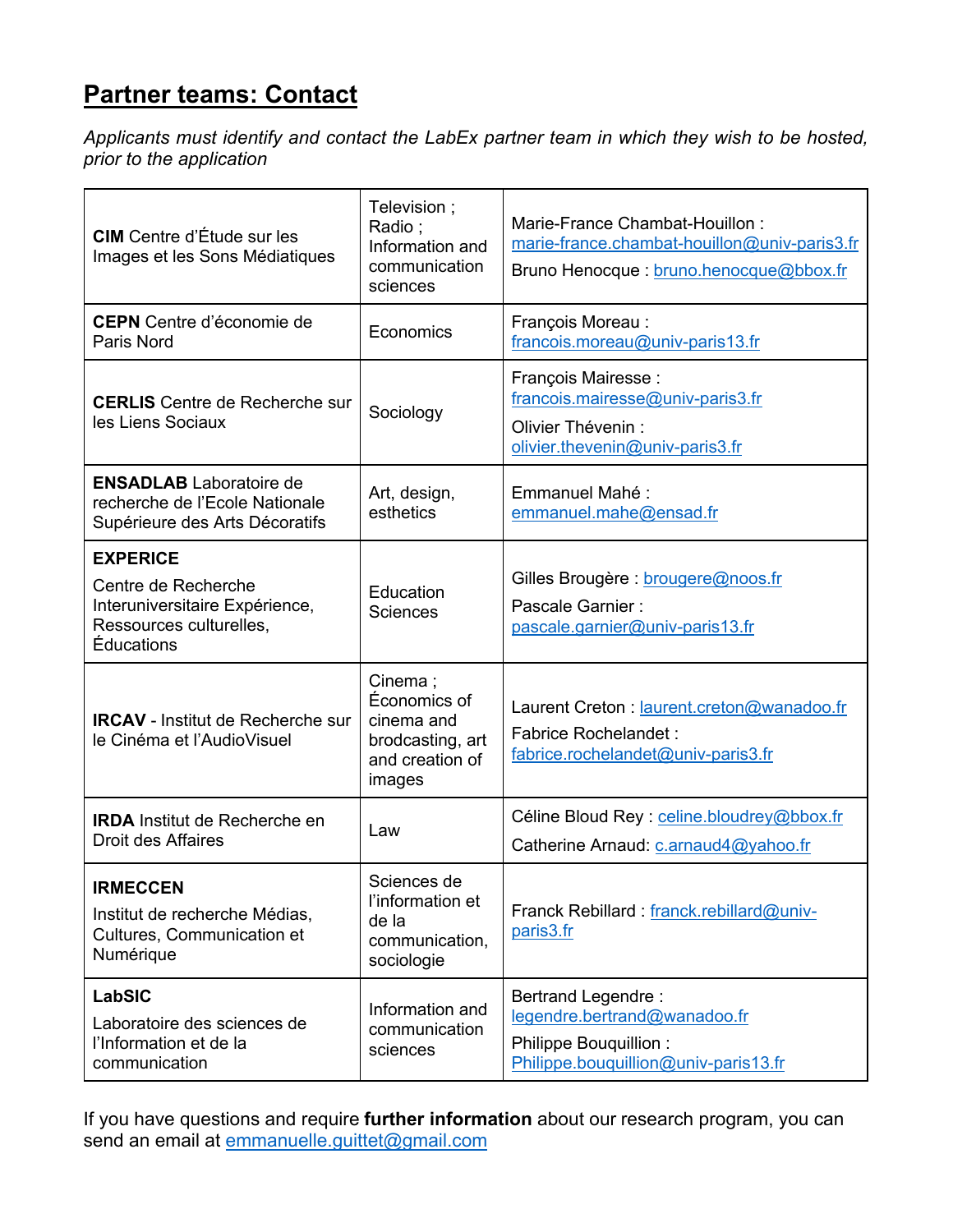## Partner teams: Contact

*Applicants must identify and contact the LabEx partner team in which they wish to be hosted, prior to the application*

| | | |
|---|---|---|
| **CIM** Centre d'Étude sur les Images et les Sons Médiatiques | Television ; Radio ; Information and communication sciences | Marie-France Chambat-Houillon : marie-france.chambat-houillon@univ-paris3.fr<br>Bruno Henocque : bruno.henocque@bbox.fr |
| **CEPN** Centre d'économie de Paris Nord | Economics | François Moreau : francois.moreau@univ-paris13.fr |
| **CERLIS** Centre de Recherche sur les Liens Sociaux | Sociology | François Mairesse : francois.mairesse@univ-paris3.fr<br>Olivier Thévenin : olivier.thevenin@univ-paris3.fr |
| **ENSADLAB** Laboratoire de recherche de l'Ecole Nationale Supérieure des Arts Décoratifs | Art, design, esthetics | Emmanuel Mahé : emmanuel.mahe@ensad.fr |
| **EXPERICE**<br>Centre de Recherche Interuniversitaire Expérience, Ressources culturelles, Éducations | Education Sciences | Gilles Brougère : brougere@noos.fr<br>Pascale Garnier : pascale.garnier@univ-paris13.fr |
| **IRCAV** - Institut de Recherche sur le Cinéma et l'AudioVisuel | Cinema ; Économics of cinema and brodcasting, art and creation of images | Laurent Creton : laurent.creton@wanadoo.fr<br>Fabrice Rochelandet : fabrice.rochelandet@univ-paris3.fr |
| **IRDA** Institut de Recherche en Droit des Affaires | Law | Céline Bloud Rey : celine.bloudrey@bbox.fr<br>Catherine Arnaud: c.arnaud4@yahoo.fr |
| **IRMECCEN**<br>Institut de recherche Médias, Cultures, Communication et Numérique | Sciences de l'information et de la communication, sociologie | Franck Rebillard : franck.rebillard@univ-paris3.fr |
| **LabSIC**<br>Laboratoire des sciences de l'Information et de la communication | Information and communication sciences | Bertrand Legendre : legendre.bertrand@wanadoo.fr<br>Philippe Bouquillion : Philippe.bouquillion@univ-paris13.fr |

If you have questions and require **further information** about our research program, you can send an email at emmanuelle.guittet@gmail.com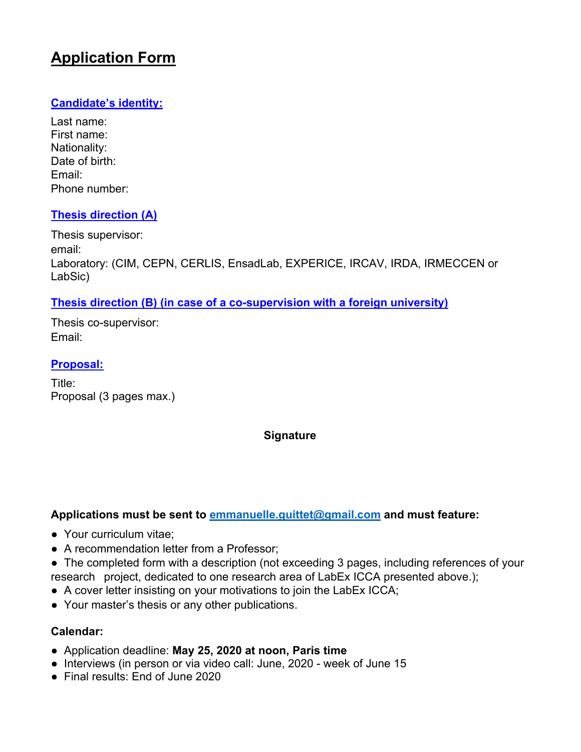# Application Form

## Candidate's identity:

Last name:
First name:
Nationality:
Date of birth:
Email:
Phone number:

## Thesis direction (A)

Thesis supervisor:
email:
Laboratory: (CIM, CEPN, CERLIS, EnsadLab, EXPERICE, IRCAV, IRDA, IRMECCEN or LabSic)

## Thesis direction (B) (in case of a co-supervision with a foreign university)

Thesis co-supervisor:
Email:

## Proposal:

Title:
Proposal (3 pages max.)

**Signature**

**Applications must be sent to emmanuelle.guittet@gmail.com and must feature:**

- Your curriculum vitae;
- A recommendation letter from a Professor;
- The completed form with a description (not exceeding 3 pages, including references of your research project, dedicated to one research area of LabEx ICCA presented above.);
- A cover letter insisting on your motivations to join the LabEx ICCA;
- Your master's thesis or any other publications.

**Calendar:**

- Application deadline: **May 25, 2020 at noon, Paris time**
- Interviews (in person or via video call: June, 2020 - week of June 15
- Final results: End of June 2020